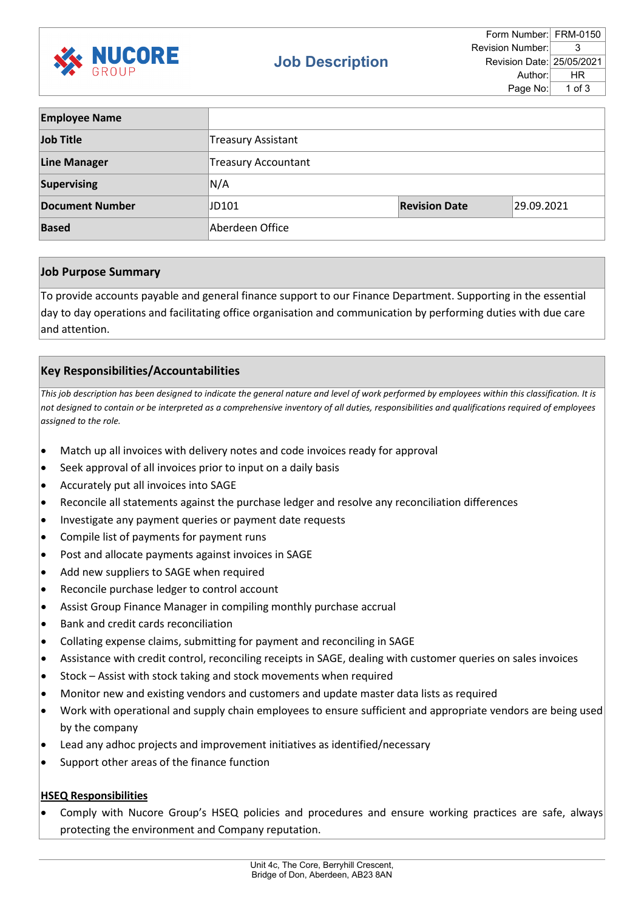# Job Description

| Form Number: | FRM-0150 |
|---|---|
| Revision Number: | 3 |
| Revision Date: | 25/05/2021 |
| Author: | HR |

| **Employee Name** | | | |
|---|---|---|---|
| **Job Title** | Treasury Assistant | | |
| **Line Manager** | Treasury Accountant | | |
| **Supervising** | N/A | | |
| **Document Number** | JD101 | **Revision Date** | 29.09.2021 |
| **Based** | Aberdeen Office | | |

## Job Purpose Summary

To provide accounts payable and general finance support to our Finance Department. Supporting in the essential day to day operations and facilitating office organisation and communication by performing duties with due care and attention.

## Key Responsibilities/Accountabilities

*This job description has been designed to indicate the general nature and level of work performed by employees within this classification. It is not designed to contain or be interpreted as a comprehensive inventory of all duties, responsibilities and qualifications required of employees assigned to the role.*

- Match up all invoices with delivery notes and code invoices ready for approval
- Seek approval of all invoices prior to input on a daily basis
- Accurately put all invoices into SAGE
- Reconcile all statements against the purchase ledger and resolve any reconciliation differences
- Investigate any payment queries or payment date requests
- Compile list of payments for payment runs
- Post and allocate payments against invoices in SAGE
- Add new suppliers to SAGE when required
- Reconcile purchase ledger to control account
- Assist Group Finance Manager in compiling monthly purchase accrual
- Bank and credit cards reconciliation
- Collating expense claims, submitting for payment and reconciling in SAGE
- Assistance with credit control, reconciling receipts in SAGE, dealing with customer queries on sales invoices
- Stock – Assist with stock taking and stock movements when required
- Monitor new and existing vendors and customers and update master data lists as required
- Work with operational and supply chain employees to ensure sufficient and appropriate vendors are being used by the company
- Lead any adhoc projects and improvement initiatives as identified/necessary
- Support other areas of the finance function

**HSEQ Responsibilities**

- Comply with Nucore Group's HSEQ policies and procedures and ensure working practices are safe, always protecting the environment and Company reputation.

Unit 4c, The Core, Berryhill Crescent,
Bridge of Don, Aberdeen, AB23 8AN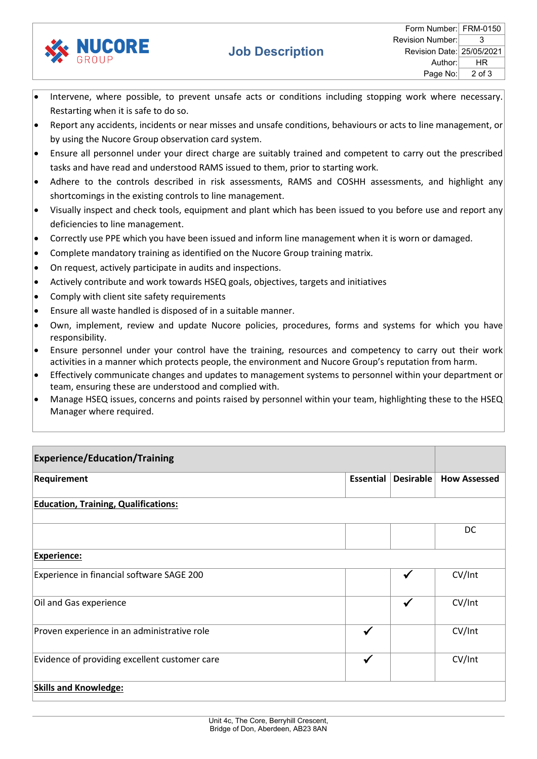- Intervene, where possible, to prevent unsafe acts or conditions including stopping work where necessary. Restarting when it is safe to do so.
- Report any accidents, incidents or near misses and unsafe conditions, behaviours or acts to line management, or by using the Nucore Group observation card system.
- Ensure all personnel under your direct charge are suitably trained and competent to carry out the prescribed tasks and have read and understood RAMS issued to them, prior to starting work.
- Adhere to the controls described in risk assessments, RAMS and COSHH assessments, and highlight any shortcomings in the existing controls to line management.
- Visually inspect and check tools, equipment and plant which has been issued to you before use and report any deficiencies to line management.
- Correctly use PPE which you have been issued and inform line management when it is worn or damaged.
- Complete mandatory training as identified on the Nucore Group training matrix.
- On request, actively participate in audits and inspections.
- Actively contribute and work towards HSEQ goals, objectives, targets and initiatives
- Comply with client site safety requirements
- Ensure all waste handled is disposed of in a suitable manner.
- Own, implement, review and update Nucore policies, procedures, forms and systems for which you have responsibility.
- Ensure personnel under your control have the training, resources and competency to carry out their work activities in a manner which protects people, the environment and Nucore Group's reputation from harm.
- Effectively communicate changes and updates to management systems to personnel within your department or team, ensuring these are understood and complied with.
- Manage HSEQ issues, concerns and points raised by personnel within your team, highlighting these to the HSEQ Manager where required.

| **Experience/Education/Training** | | | |
|---|---|---|---|
| **Requirement** | **Essential** | **Desirable** | **How Assessed** |
| **<u>Education, Training, Qualifications:</u>** | | | |
| | | | DC |
| **<u>Experience:</u>** | | | |
| Experience in financial software SAGE 200 | | ✔ | CV/Int |
| Oil and Gas experience | | ✔ | CV/Int |
| Proven experience in an administrative role | ✔ | | CV/Int |
| Evidence of providing excellent customer care | ✔ | | CV/Int |
| **<u>Skills and Knowledge:</u>** | | | |

Unit 4c, The Core, Berryhill Crescent,
Bridge of Don, Aberdeen, AB23 8AN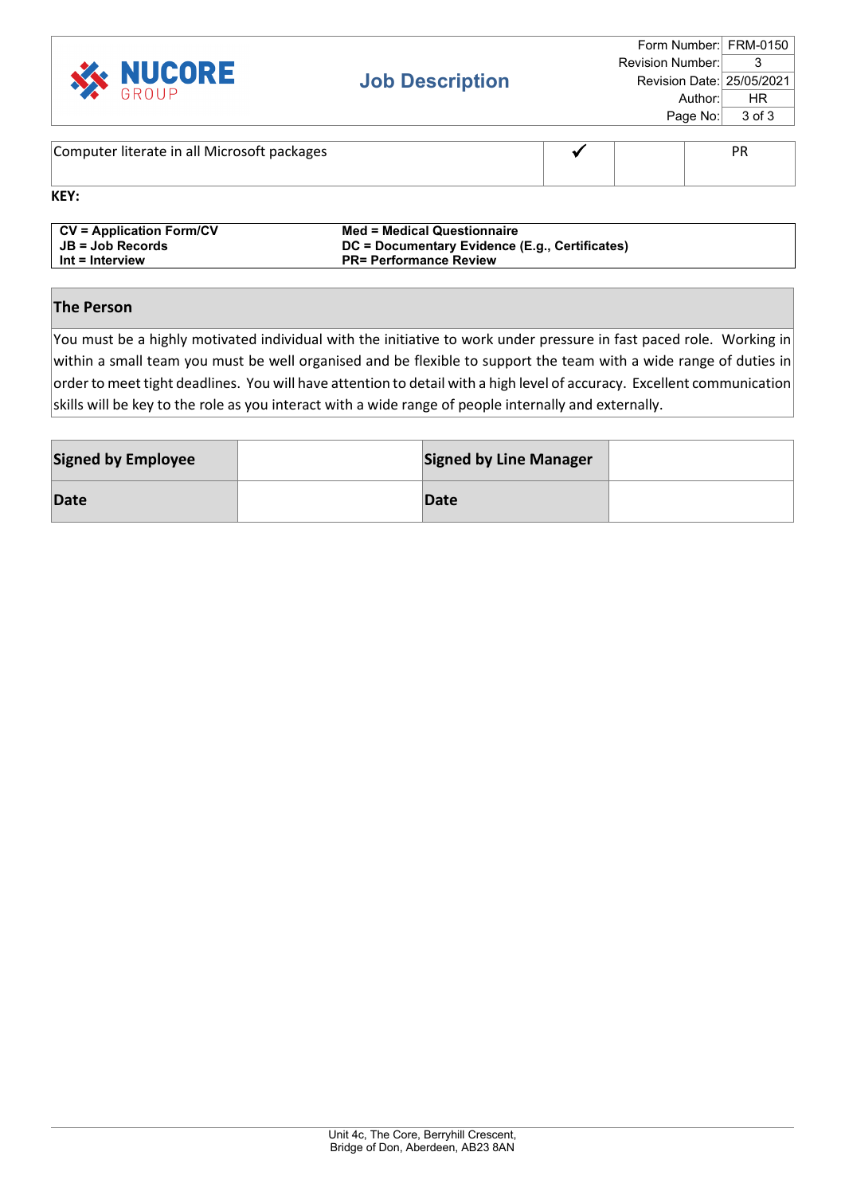| | | | |
|---|---|---|---|
| Computer literate in all Microsoft packages | ✔ | | PR |

**KEY:**

| | |
|---|---|
| **CV = Application Form/CV** | **Med = Medical Questionnaire** |
| **JB = Job Records** | **DC = Documentary Evidence (E.g., Certificates)** |
| **Int = Interview** | **PR= Performance Review** |

## The Person

You must be a highly motivated individual with the initiative to work under pressure in fast paced role. Working in within a small team you must be well organised and be flexible to support the team with a wide range of duties in order to meet tight deadlines. You will have attention to detail with a high level of accuracy. Excellent communication skills will be key to the role as you interact with a wide range of people internally and externally.

| | | | |
|---|---|---|---|
| **Signed by Employee** | | **Signed by Line Manager** | |
| **Date** | | **Date** | |

Unit 4c, The Core, Berryhill Crescent,
Bridge of Don, Aberdeen, AB23 8AN